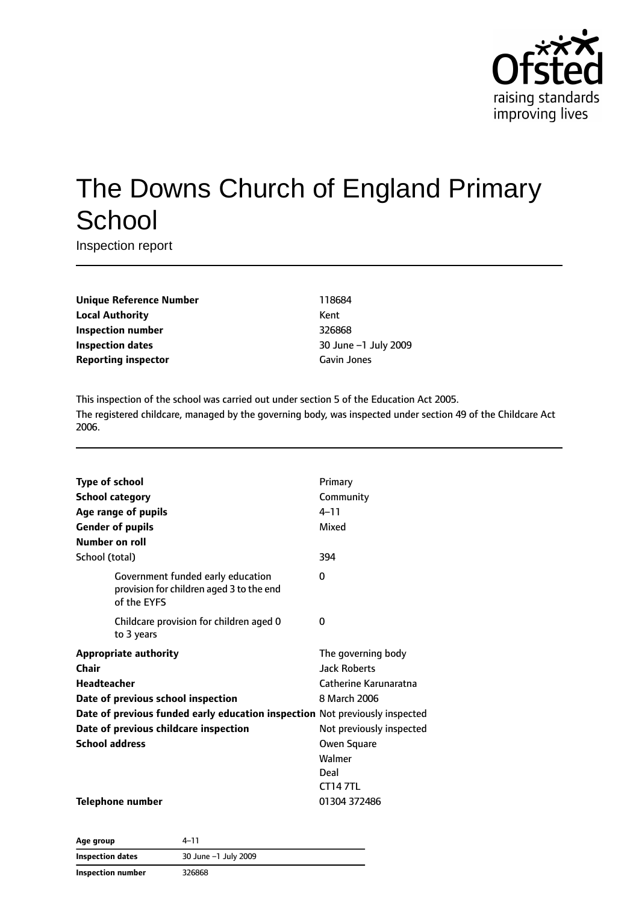# The Downs Church of England Primary School

Inspection report

| | |
|---|---|
| **Unique Reference Number** | 118684 |
| **Local Authority** | Kent |
| **Inspection number** | 326868 |
| **Inspection dates** | 30 June –1 July 2009 |
| **Reporting inspector** | Gavin Jones |

This inspection of the school was carried out under section 5 of the Education Act 2005.

The registered childcare, managed by the governing body, was inspected under section 49 of the Childcare Act 2006.

| | |
|---|---|
| **Type of school** | Primary |
| **School category** | Community |
| **Age range of pupils** | 4–11 |
| **Gender of pupils** | Mixed |
| **Number on roll** | |
| School (total) | 394 |
| Government funded early education provision for children aged 3 to the end of the EYFS | 0 |
| Childcare provision for children aged 0 to 3 years | 0 |
| **Appropriate authority** | The governing body |
| **Chair** | Jack Roberts |
| **Headteacher** | Catherine Karunaratna |
| **Date of previous school inspection** | 8 March 2006 |
| **Date of previous funded early education inspection** | Not previously inspected |
| **Date of previous childcare inspection** | Not previously inspected |
| **School address** | Owen Square<br>Walmer<br>Deal<br>CT14 7TL |
| **Telephone number** | 01304 372486 |

| | |
|---|---|
| **Age group** | 4–11 |
| **Inspection dates** | 30 June –1 July 2009 |
| **Inspection number** | 326868 |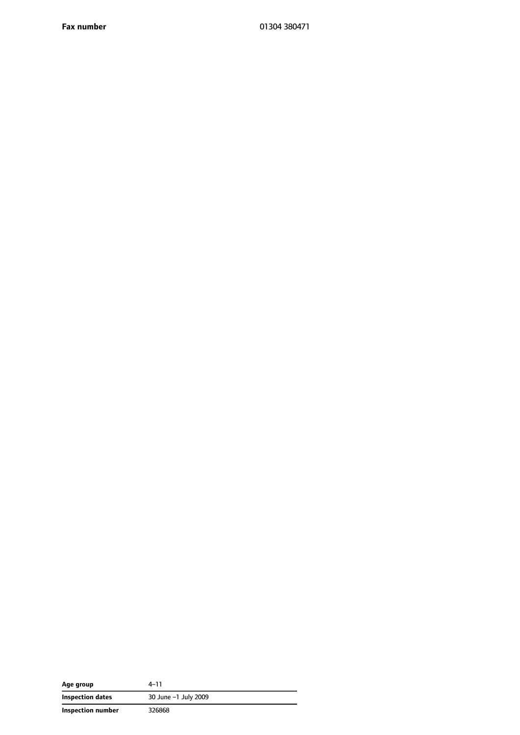| **Fax number** | 01304 380471 |
|---|---|

| **Age group** | 4–11 |
|---|---|
| **Inspection dates** | 30 June –1 July 2009 |
| **Inspection number** | 326868 |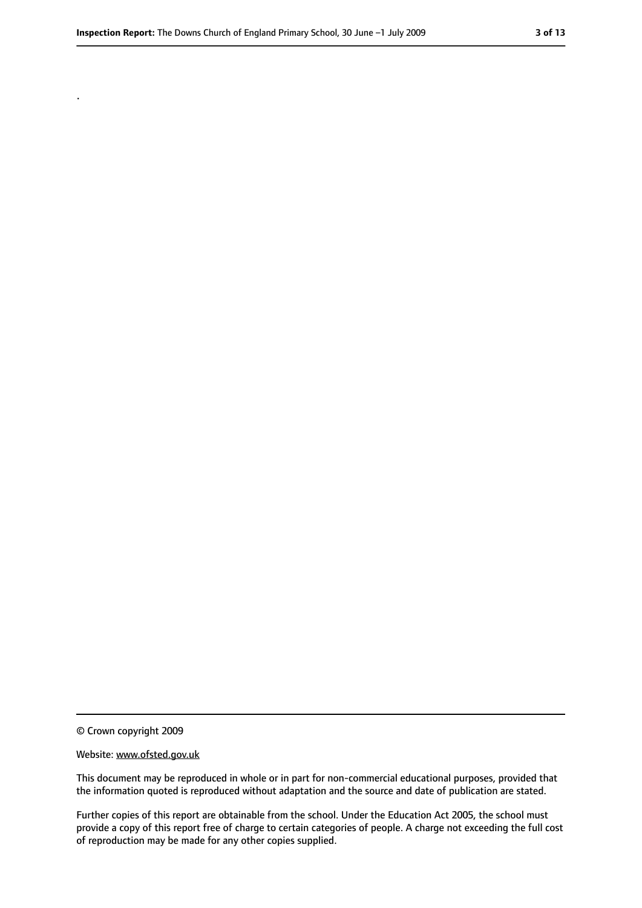.

© Crown copyright 2009

Website: www.ofsted.gov.uk

This document may be reproduced in whole or in part for non-commercial educational purposes, provided that the information quoted is reproduced without adaptation and the source and date of publication are stated.

Further copies of this report are obtainable from the school. Under the Education Act 2005, the school must provide a copy of this report free of charge to certain categories of people. A charge not exceeding the full cost of reproduction may be made for any other copies supplied.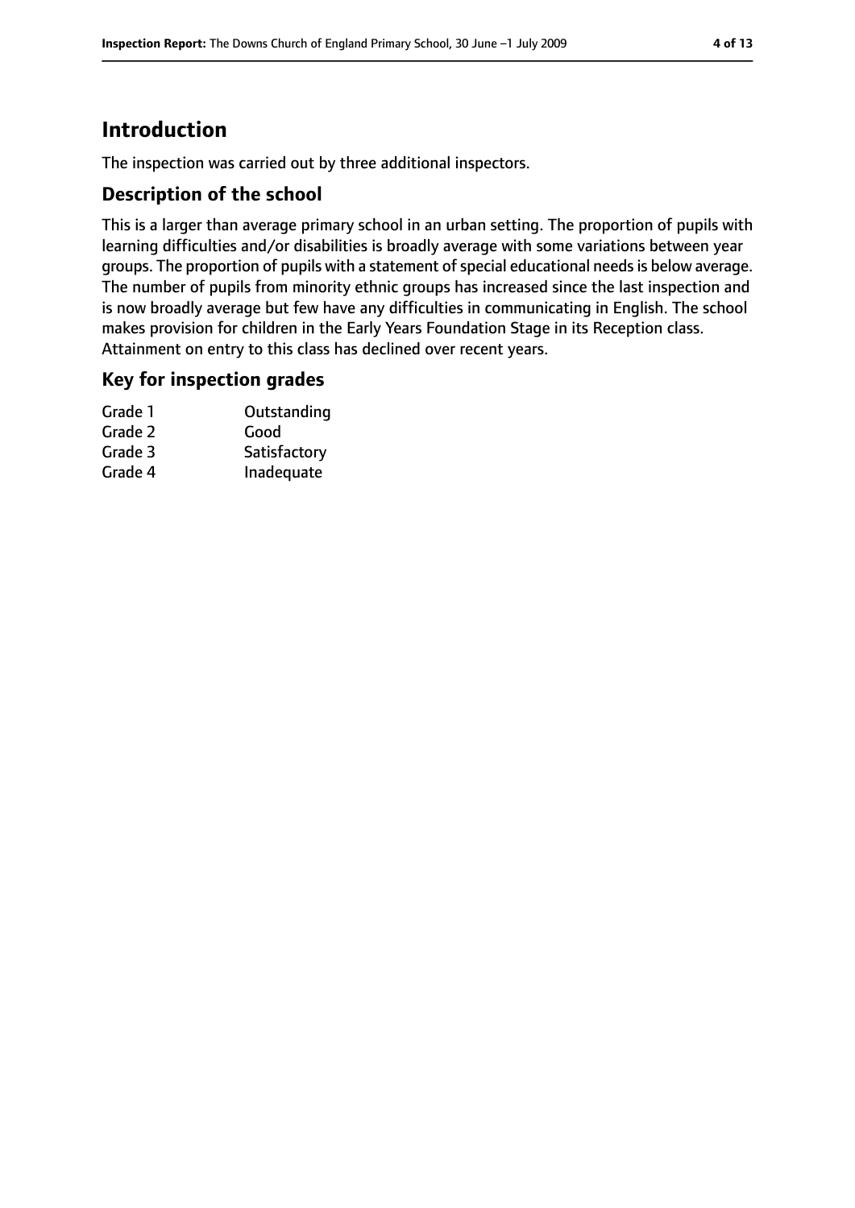# Introduction

The inspection was carried out by three additional inspectors.

## Description of the school

This is a larger than average primary school in an urban setting. The proportion of pupils with learning difficulties and/or disabilities is broadly average with some variations between year groups. The proportion of pupils with a statement of special educational needs is below average. The number of pupils from minority ethnic groups has increased since the last inspection and is now broadly average but few have any difficulties in communicating in English. The school makes provision for children in the Early Years Foundation Stage in its Reception class. Attainment on entry to this class has declined over recent years.

## Key for inspection grades

| | |
|---|---|
| Grade 1 | Outstanding |
| Grade 2 | Good |
| Grade 3 | Satisfactory |
| Grade 4 | Inadequate |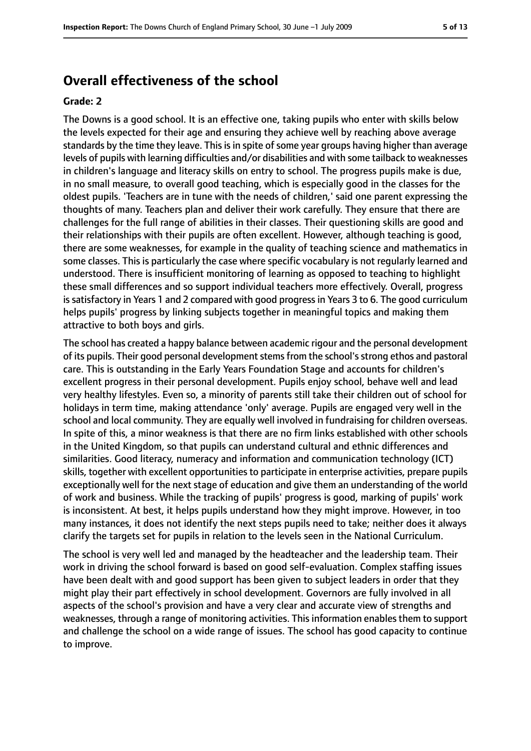## Overall effectiveness of the school

**Grade: 2**

The Downs is a good school. It is an effective one, taking pupils who enter with skills below the levels expected for their age and ensuring they achieve well by reaching above average standards by the time they leave. This is in spite of some year groups having higher than average levels of pupils with learning difficulties and/or disabilities and with some tailback to weaknesses in children's language and literacy skills on entry to school. The progress pupils make is due, in no small measure, to overall good teaching, which is especially good in the classes for the oldest pupils. 'Teachers are in tune with the needs of children,' said one parent expressing the thoughts of many. Teachers plan and deliver their work carefully. They ensure that there are challenges for the full range of abilities in their classes. Their questioning skills are good and their relationships with their pupils are often excellent. However, although teaching is good, there are some weaknesses, for example in the quality of teaching science and mathematics in some classes. This is particularly the case where specific vocabulary is not regularly learned and understood. There is insufficient monitoring of learning as opposed to teaching to highlight these small differences and so support individual teachers more effectively. Overall, progress is satisfactory in Years 1 and 2 compared with good progress in Years 3 to 6. The good curriculum helps pupils' progress by linking subjects together in meaningful topics and making them attractive to both boys and girls.

The school has created a happy balance between academic rigour and the personal development of its pupils. Their good personal development stems from the school's strong ethos and pastoral care. This is outstanding in the Early Years Foundation Stage and accounts for children's excellent progress in their personal development. Pupils enjoy school, behave well and lead very healthy lifestyles. Even so, a minority of parents still take their children out of school for holidays in term time, making attendance 'only' average. Pupils are engaged very well in the school and local community. They are equally well involved in fundraising for children overseas. In spite of this, a minor weakness is that there are no firm links established with other schools in the United Kingdom, so that pupils can understand cultural and ethnic differences and similarities. Good literacy, numeracy and information and communication technology (ICT) skills, together with excellent opportunities to participate in enterprise activities, prepare pupils exceptionally well for the next stage of education and give them an understanding of the world of work and business. While the tracking of pupils' progress is good, marking of pupils' work is inconsistent. At best, it helps pupils understand how they might improve. However, in too many instances, it does not identify the next steps pupils need to take; neither does it always clarify the targets set for pupils in relation to the levels seen in the National Curriculum.

The school is very well led and managed by the headteacher and the leadership team. Their work in driving the school forward is based on good self-evaluation. Complex staffing issues have been dealt with and good support has been given to subject leaders in order that they might play their part effectively in school development. Governors are fully involved in all aspects of the school's provision and have a very clear and accurate view of strengths and weaknesses, through a range of monitoring activities. This information enables them to support and challenge the school on a wide range of issues. The school has good capacity to continue to improve.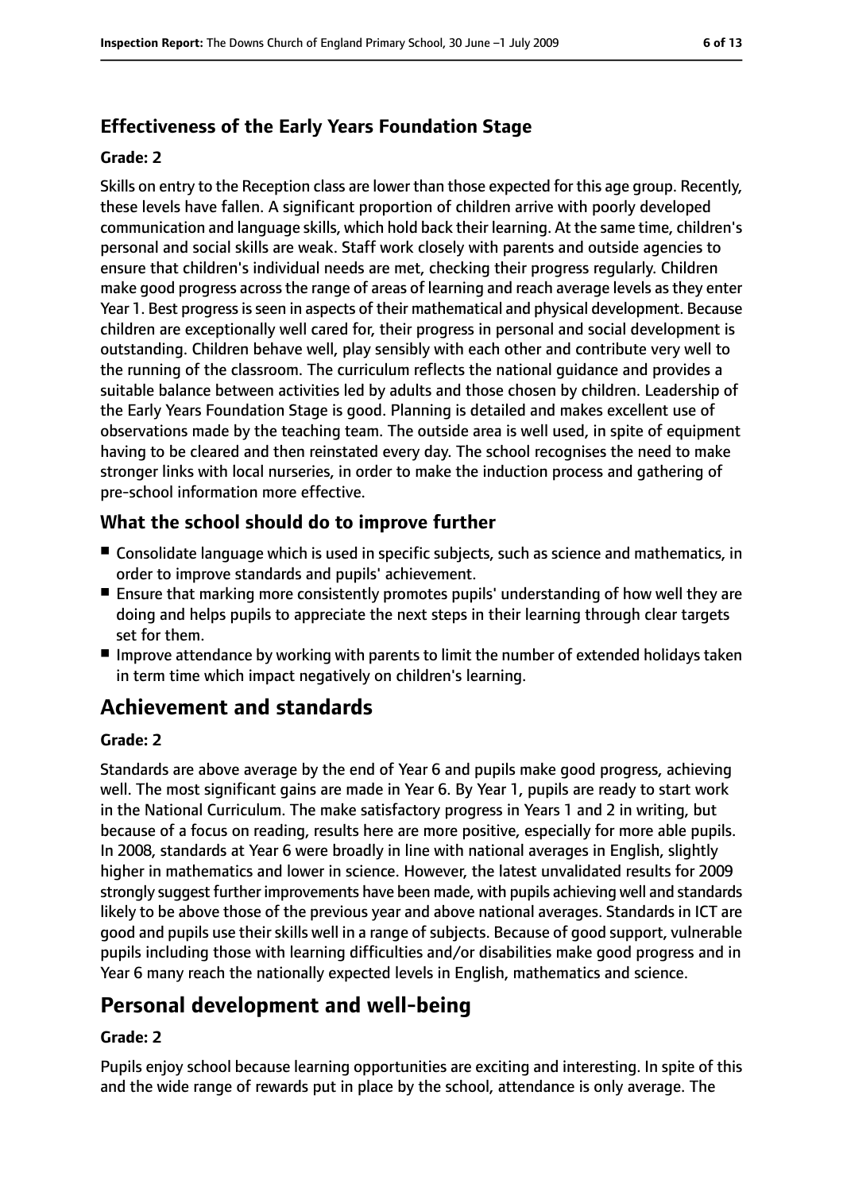### Effectiveness of the Early Years Foundation Stage

#### Grade: 2

Skills on entry to the Reception class are lower than those expected for this age group. Recently, these levels have fallen. A significant proportion of children arrive with poorly developed communication and language skills, which hold back their learning. At the same time, children's personal and social skills are weak. Staff work closely with parents and outside agencies to ensure that children's individual needs are met, checking their progress regularly. Children make good progress across the range of areas of learning and reach average levels as they enter Year 1. Best progress is seen in aspects of their mathematical and physical development. Because children are exceptionally well cared for, their progress in personal and social development is outstanding. Children behave well, play sensibly with each other and contribute very well to the running of the classroom. The curriculum reflects the national guidance and provides a suitable balance between activities led by adults and those chosen by children. Leadership of the Early Years Foundation Stage is good. Planning is detailed and makes excellent use of observations made by the teaching team. The outside area is well used, in spite of equipment having to be cleared and then reinstated every day. The school recognises the need to make stronger links with local nurseries, in order to make the induction process and gathering of pre-school information more effective.

### What the school should do to improve further

- Consolidate language which is used in specific subjects, such as science and mathematics, in order to improve standards and pupils' achievement.
- Ensure that marking more consistently promotes pupils' understanding of how well they are doing and helps pupils to appreciate the next steps in their learning through clear targets set for them.
- Improve attendance by working with parents to limit the number of extended holidays taken in term time which impact negatively on children's learning.

## Achievement and standards

#### Grade: 2

Standards are above average by the end of Year 6 and pupils make good progress, achieving well. The most significant gains are made in Year 6. By Year 1, pupils are ready to start work in the National Curriculum. The make satisfactory progress in Years 1 and 2 in writing, but because of a focus on reading, results here are more positive, especially for more able pupils. In 2008, standards at Year 6 were broadly in line with national averages in English, slightly higher in mathematics and lower in science. However, the latest unvalidated results for 2009 strongly suggest further improvements have been made, with pupils achieving well and standards likely to be above those of the previous year and above national averages. Standards in ICT are good and pupils use their skills well in a range of subjects. Because of good support, vulnerable pupils including those with learning difficulties and/or disabilities make good progress and in Year 6 many reach the nationally expected levels in English, mathematics and science.

## Personal development and well-being

#### Grade: 2

Pupils enjoy school because learning opportunities are exciting and interesting. In spite of this and the wide range of rewards put in place by the school, attendance is only average. The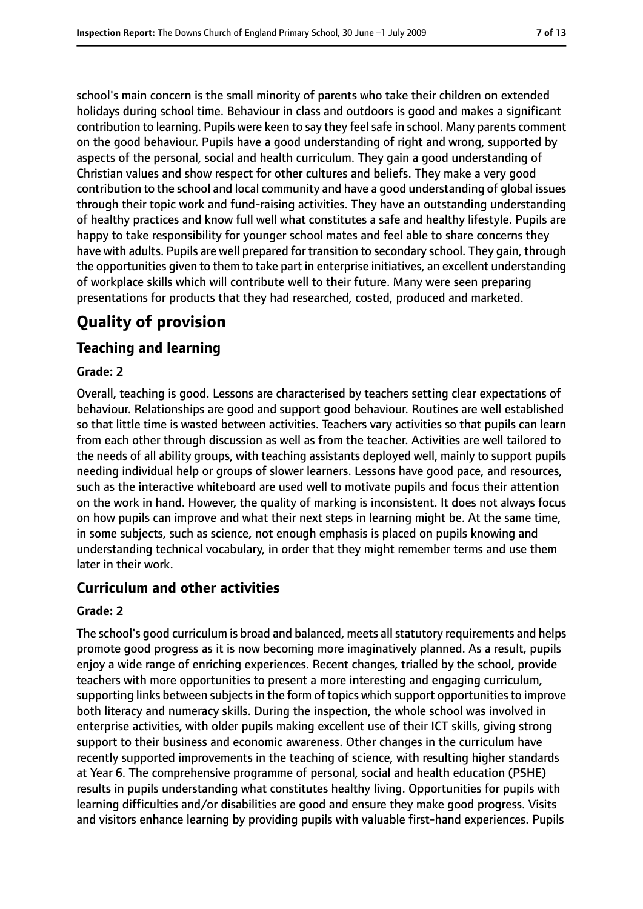school's main concern is the small minority of parents who take their children on extended holidays during school time. Behaviour in class and outdoors is good and makes a significant contribution to learning. Pupils were keen to say they feel safe in school. Many parents comment on the good behaviour. Pupils have a good understanding of right and wrong, supported by aspects of the personal, social and health curriculum. They gain a good understanding of Christian values and show respect for other cultures and beliefs. They make a very good contribution to the school and local community and have a good understanding of global issues through their topic work and fund-raising activities. They have an outstanding understanding of healthy practices and know full well what constitutes a safe and healthy lifestyle. Pupils are happy to take responsibility for younger school mates and feel able to share concerns they have with adults. Pupils are well prepared for transition to secondary school. They gain, through the opportunities given to them to take part in enterprise initiatives, an excellent understanding of workplace skills which will contribute well to their future. Many were seen preparing presentations for products that they had researched, costed, produced and marketed.

# Quality of provision

## Teaching and learning

**Grade: 2**

Overall, teaching is good. Lessons are characterised by teachers setting clear expectations of behaviour. Relationships are good and support good behaviour. Routines are well established so that little time is wasted between activities. Teachers vary activities so that pupils can learn from each other through discussion as well as from the teacher. Activities are well tailored to the needs of all ability groups, with teaching assistants deployed well, mainly to support pupils needing individual help or groups of slower learners. Lessons have good pace, and resources, such as the interactive whiteboard are used well to motivate pupils and focus their attention on the work in hand. However, the quality of marking is inconsistent. It does not always focus on how pupils can improve and what their next steps in learning might be. At the same time, in some subjects, such as science, not enough emphasis is placed on pupils knowing and understanding technical vocabulary, in order that they might remember terms and use them later in their work.

## Curriculum and other activities

**Grade: 2**

The school's good curriculum is broad and balanced, meets all statutory requirements and helps promote good progress as it is now becoming more imaginatively planned. As a result, pupils enjoy a wide range of enriching experiences. Recent changes, trialled by the school, provide teachers with more opportunities to present a more interesting and engaging curriculum, supporting links between subjects in the form of topics which support opportunities to improve both literacy and numeracy skills. During the inspection, the whole school was involved in enterprise activities, with older pupils making excellent use of their ICT skills, giving strong support to their business and economic awareness. Other changes in the curriculum have recently supported improvements in the teaching of science, with resulting higher standards at Year 6. The comprehensive programme of personal, social and health education (PSHE) results in pupils understanding what constitutes healthy living. Opportunities for pupils with learning difficulties and/or disabilities are good and ensure they make good progress. Visits and visitors enhance learning by providing pupils with valuable first-hand experiences. Pupils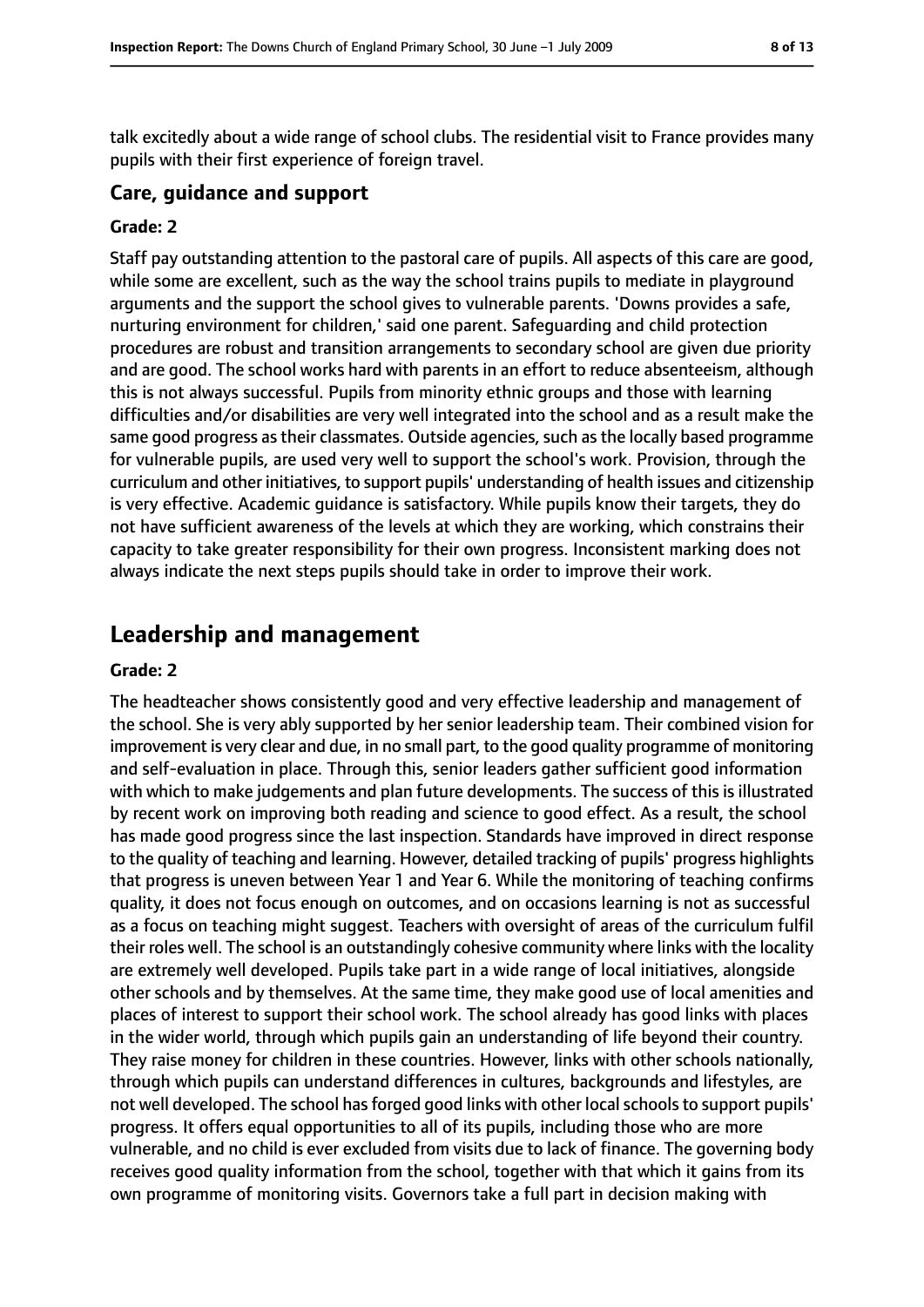talk excitedly about a wide range of school clubs. The residential visit to France provides many pupils with their first experience of foreign travel.

### Care, guidance and support

#### Grade: 2

Staff pay outstanding attention to the pastoral care of pupils. All aspects of this care are good, while some are excellent, such as the way the school trains pupils to mediate in playground arguments and the support the school gives to vulnerable parents. 'Downs provides a safe, nurturing environment for children,' said one parent. Safeguarding and child protection procedures are robust and transition arrangements to secondary school are given due priority and are good. The school works hard with parents in an effort to reduce absenteeism, although this is not always successful. Pupils from minority ethnic groups and those with learning difficulties and/or disabilities are very well integrated into the school and as a result make the same good progress as their classmates. Outside agencies, such as the locally based programme for vulnerable pupils, are used very well to support the school's work. Provision, through the curriculum and other initiatives, to support pupils' understanding of health issues and citizenship is very effective. Academic guidance is satisfactory. While pupils know their targets, they do not have sufficient awareness of the levels at which they are working, which constrains their capacity to take greater responsibility for their own progress. Inconsistent marking does not always indicate the next steps pupils should take in order to improve their work.

## Leadership and management

#### Grade: 2

The headteacher shows consistently good and very effective leadership and management of the school. She is very ably supported by her senior leadership team. Their combined vision for improvement is very clear and due, in no small part, to the good quality programme of monitoring and self-evaluation in place. Through this, senior leaders gather sufficient good information with which to make judgements and plan future developments. The success of this is illustrated by recent work on improving both reading and science to good effect. As a result, the school has made good progress since the last inspection. Standards have improved in direct response to the quality of teaching and learning. However, detailed tracking of pupils' progress highlights that progress is uneven between Year 1 and Year 6. While the monitoring of teaching confirms quality, it does not focus enough on outcomes, and on occasions learning is not as successful as a focus on teaching might suggest. Teachers with oversight of areas of the curriculum fulfil their roles well. The school is an outstandingly cohesive community where links with the locality are extremely well developed. Pupils take part in a wide range of local initiatives, alongside other schools and by themselves. At the same time, they make good use of local amenities and places of interest to support their school work. The school already has good links with places in the wider world, through which pupils gain an understanding of life beyond their country. They raise money for children in these countries. However, links with other schools nationally, through which pupils can understand differences in cultures, backgrounds and lifestyles, are not well developed. The school has forged good links with other local schools to support pupils' progress. It offers equal opportunities to all of its pupils, including those who are more vulnerable, and no child is ever excluded from visits due to lack of finance. The governing body receives good quality information from the school, together with that which it gains from its own programme of monitoring visits. Governors take a full part in decision making with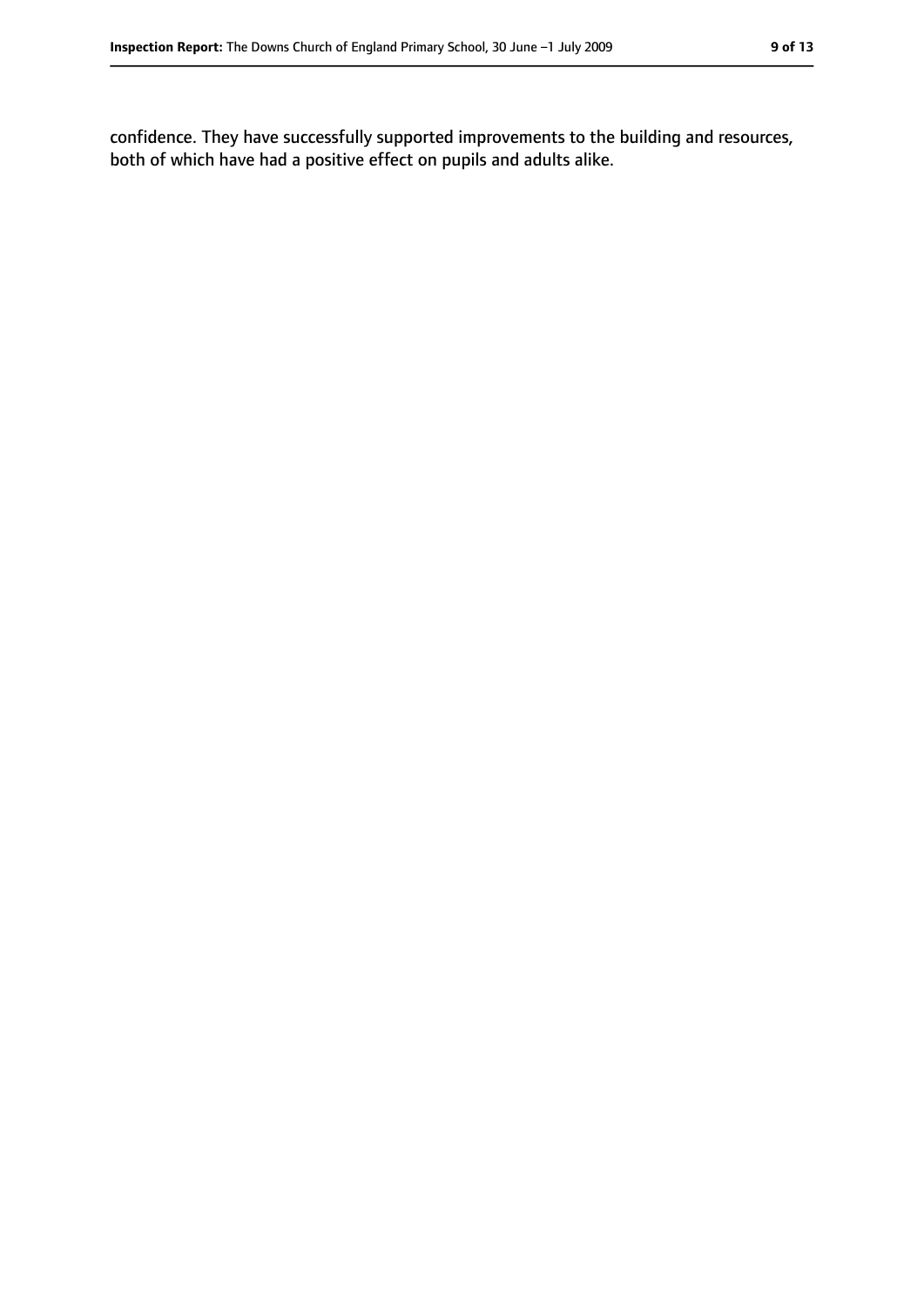confidence. They have successfully supported improvements to the building and resources, both of which have had a positive effect on pupils and adults alike.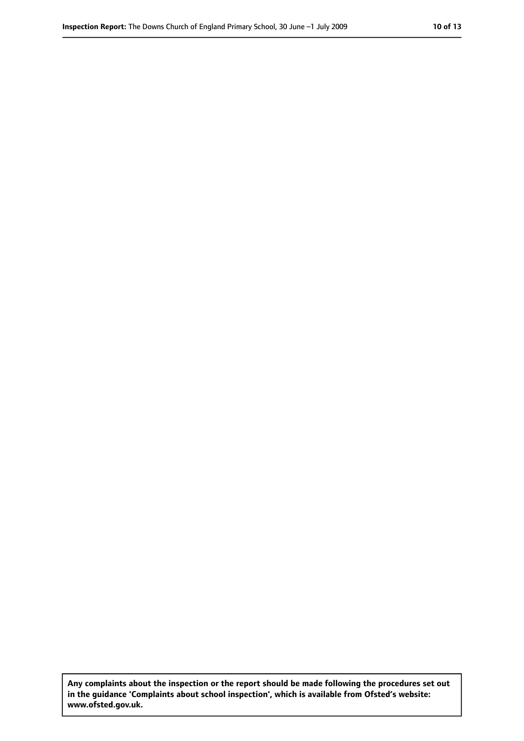**Any complaints about the inspection or the report should be made following the procedures set out in the guidance 'Complaints about school inspection', which is available from Ofsted's website: www.ofsted.gov.uk.**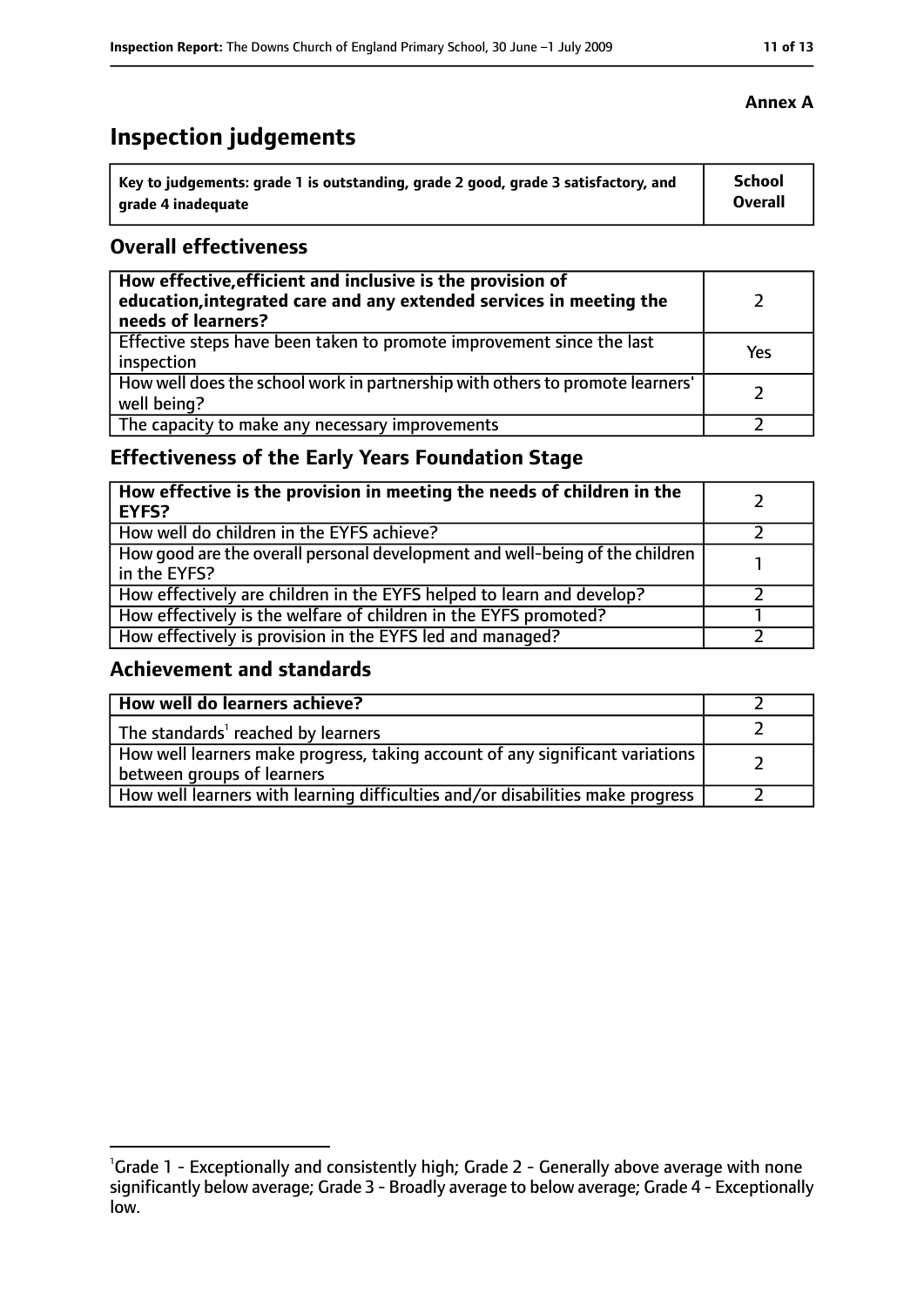**Annex A**

# Inspection judgements

| Key to judgements: grade 1 is outstanding, grade 2 good, grade 3 satisfactory, and grade 4 inadequate | School Overall |
|---|---|

## Overall effectiveness

| | |
|---|---|
| **How effective, efficient and inclusive is the provision of education, integrated care and any extended services in meeting the needs of learners?** | 2 |
| Effective steps have been taken to promote improvement since the last inspection | Yes |
| How well does the school work in partnership with others to promote learners' well being? | 2 |
| The capacity to make any necessary improvements | 2 |

## Effectiveness of the Early Years Foundation Stage

| | |
|---|---|
| **How effective is the provision in meeting the needs of children in the EYFS?** | 2 |
| How well do children in the EYFS achieve? | 2 |
| How good are the overall personal development and well-being of the children in the EYFS? | 1 |
| How effectively are children in the EYFS helped to learn and develop? | 2 |
| How effectively is the welfare of children in the EYFS promoted? | 1 |
| How effectively is provision in the EYFS led and managed? | 2 |

## Achievement and standards

| | |
|---|---|
| **How well do learners achieve?** | 2 |
| The standards[1] reached by learners | 2 |
| How well learners make progress, taking account of any significant variations between groups of learners | 2 |
| How well learners with learning difficulties and/or disabilities make progress | 2 |

[1]Grade 1 - Exceptionally and consistently high; Grade 2 - Generally above average with none significantly below average; Grade 3 - Broadly average to below average; Grade 4 - Exceptionally low.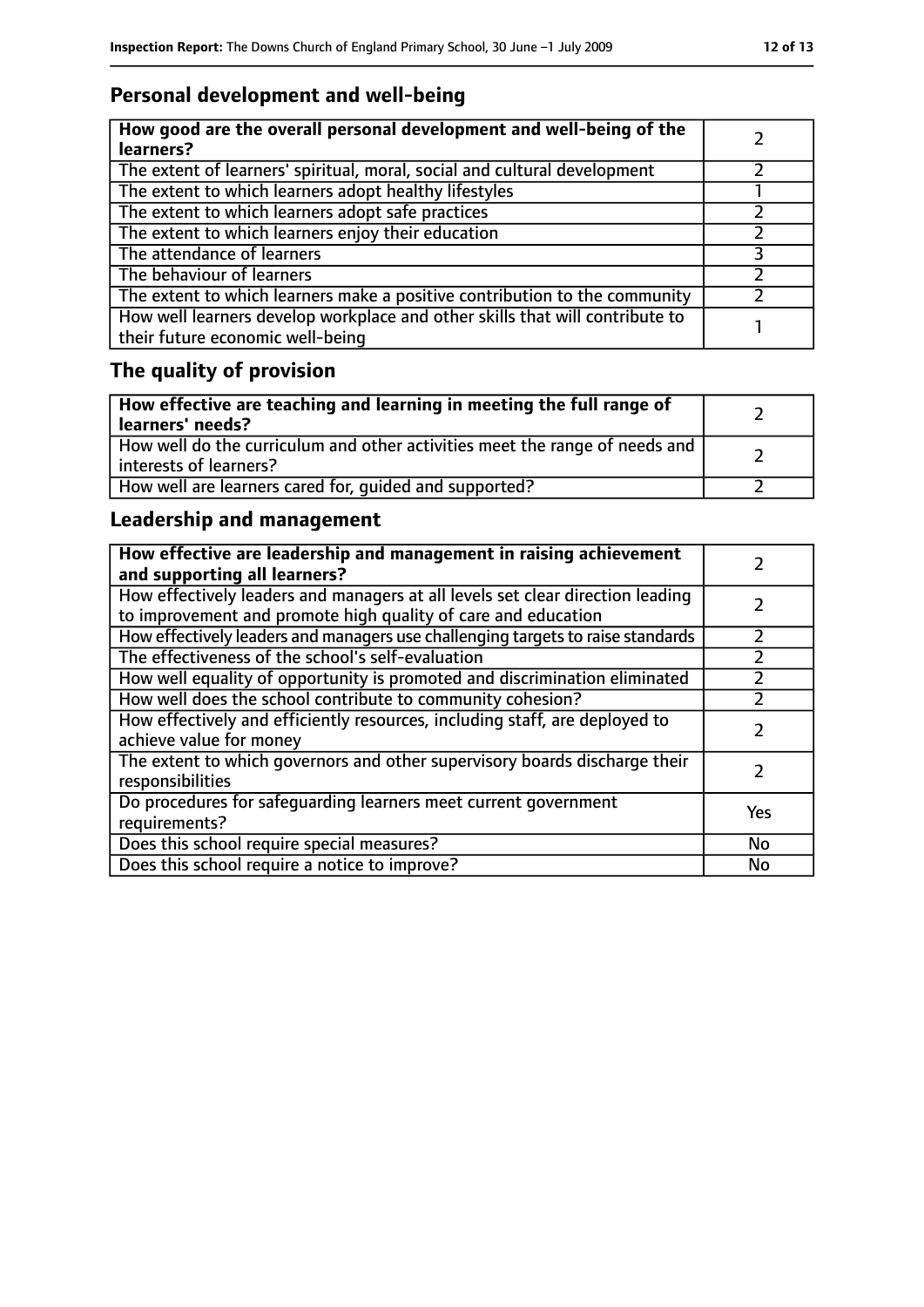## Personal development and well-being

| **How good are the overall personal development and well-being of the learners?** | 2 |
|---|---|
| The extent of learners' spiritual, moral, social and cultural development | 2 |
| The extent to which learners adopt healthy lifestyles | 1 |
| The extent to which learners adopt safe practices | 2 |
| The extent to which learners enjoy their education | 2 |
| The attendance of learners | 3 |
| The behaviour of learners | 2 |
| The extent to which learners make a positive contribution to the community | 2 |
| How well learners develop workplace and other skills that will contribute to their future economic well-being | 1 |

## The quality of provision

| **How effective are teaching and learning in meeting the full range of learners' needs?** | 2 |
|---|---|
| How well do the curriculum and other activities meet the range of needs and interests of learners? | 2 |
| How well are learners cared for, guided and supported? | 2 |

## Leadership and management

| **How effective are leadership and management in raising achievement and supporting all learners?** | 2 |
|---|---|
| How effectively leaders and managers at all levels set clear direction leading to improvement and promote high quality of care and education | 2 |
| How effectively leaders and managers use challenging targets to raise standards | 2 |
| The effectiveness of the school's self-evaluation | 2 |
| How well equality of opportunity is promoted and discrimination eliminated | 2 |
| How well does the school contribute to community cohesion? | 2 |
| How effectively and efficiently resources, including staff, are deployed to achieve value for money | 2 |
| The extent to which governors and other supervisory boards discharge their responsibilities | 2 |
| Do procedures for safeguarding learners meet current government requirements? | Yes |
| Does this school require special measures? | No |
| Does this school require a notice to improve? | No |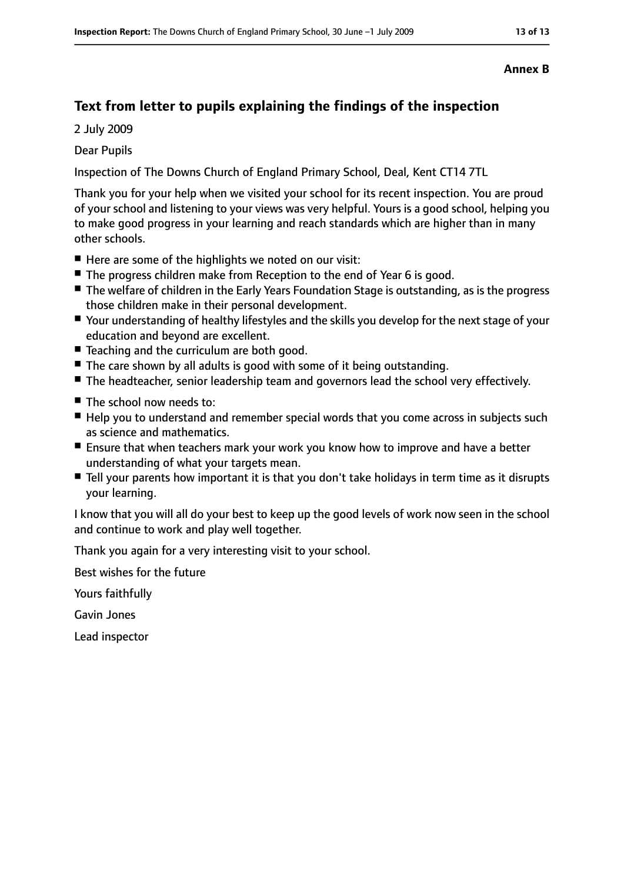**Annex B**

## Text from letter to pupils explaining the findings of the inspection

2 July 2009

Dear Pupils

Inspection of The Downs Church of England Primary School, Deal, Kent CT14 7TL

Thank you for your help when we visited your school for its recent inspection. You are proud of your school and listening to your views was very helpful. Yours is a good school, helping you to make good progress in your learning and reach standards which are higher than in many other schools.

- Here are some of the highlights we noted on our visit:
- The progress children make from Reception to the end of Year 6 is good.
- The welfare of children in the Early Years Foundation Stage is outstanding, as is the progress those children make in their personal development.
- Your understanding of healthy lifestyles and the skills you develop for the next stage of your education and beyond are excellent.
- Teaching and the curriculum are both good.
- The care shown by all adults is good with some of it being outstanding.
- The headteacher, senior leadership team and governors lead the school very effectively.

- The school now needs to:
- Help you to understand and remember special words that you come across in subjects such as science and mathematics.
- Ensure that when teachers mark your work you know how to improve and have a better understanding of what your targets mean.
- Tell your parents how important it is that you don't take holidays in term time as it disrupts your learning.

I know that you will all do your best to keep up the good levels of work now seen in the school and continue to work and play well together.

Thank you again for a very interesting visit to your school.

Best wishes for the future

Yours faithfully

Gavin Jones

Lead inspector